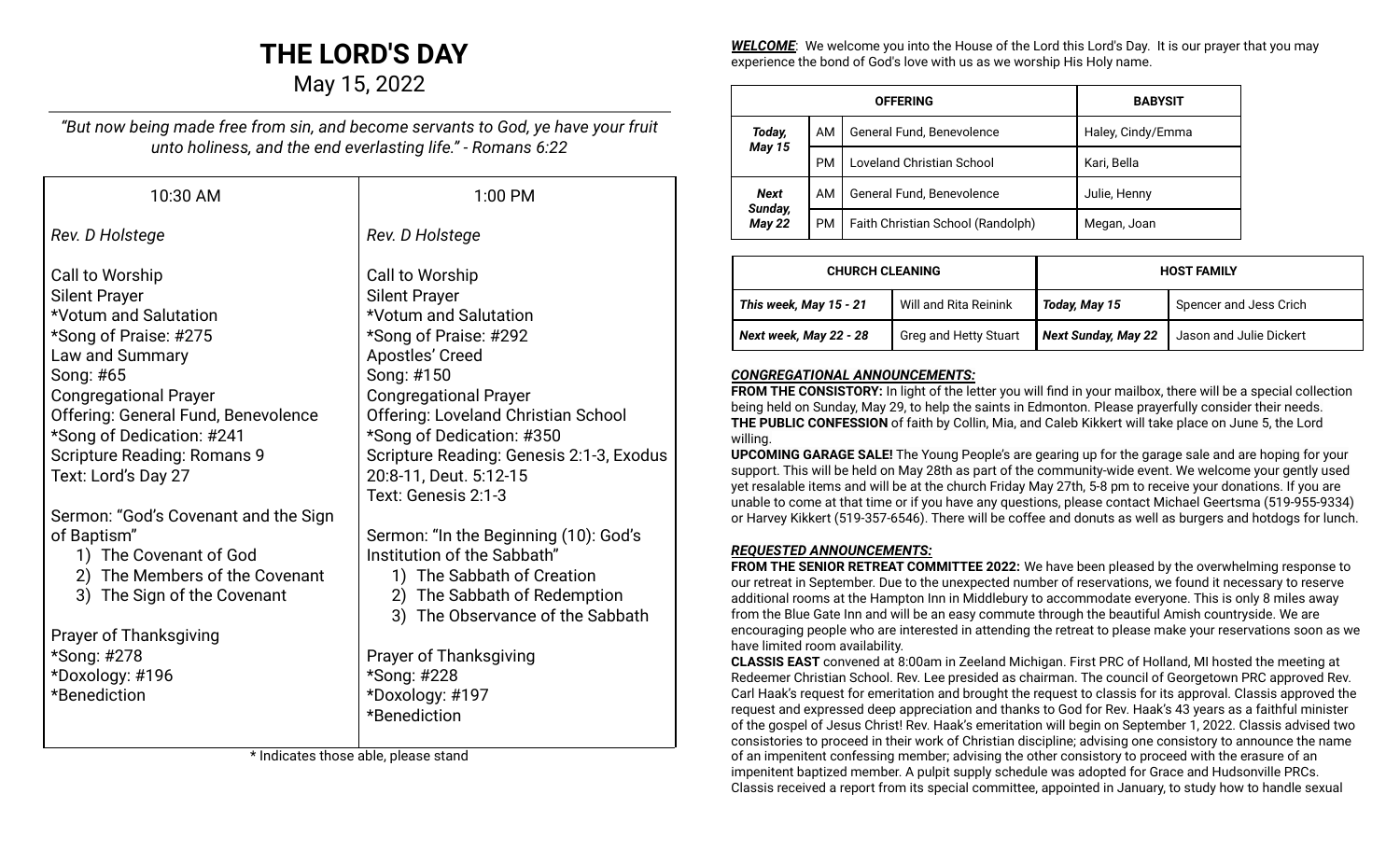# THE LORD'S DAY

May 15, 2022

*"But now being made free from sin, and become servants to God, ye have your fruit unto holiness, and the end everlasting life." - Romans 6:22*

| 10:30 AM | 1:00 PM |
|---|---|
| *Rev. D Holstege* | *Rev. D Holstege* |
| Call to Worship<br>Silent Prayer<br>*Votum and Salutation<br>*Song of Praise: #275<br>Law and Summary<br>Song: #65<br>Congregational Prayer<br>Offering: General Fund, Benevolence<br>*Song of Dedication: #241<br>Scripture Reading: Romans 9<br>Text: Lord's Day 27 | Call to Worship<br>Silent Prayer<br>*Votum and Salutation<br>*Song of Praise: #292<br>Apostles' Creed<br>Song: #150<br>Congregational Prayer<br>Offering: Loveland Christian School<br>*Song of Dedication: #350<br>Scripture Reading: Genesis 2:1-3, Exodus 20:8-11, Deut. 5:12-15<br>Text: Genesis 2:1-3 |
| Sermon: "God's Covenant and the Sign of Baptism"<br>1) The Covenant of God<br>2) The Members of the Covenant<br>3) The Sign of the Covenant | Sermon: "In the Beginning (10): God's Institution of the Sabbath"<br>1) The Sabbath of Creation<br>2) The Sabbath of Redemption<br>3) The Observance of the Sabbath |
| Prayer of Thanksgiving<br>*Song: #278<br>*Doxology: #196<br>*Benediction | Prayer of Thanksgiving<br>*Song: #228<br>*Doxology: #197<br>*Benediction |

* Indicates those able, please stand

***WELCOME***: We welcome you into the House of the Lord this Lord's Day. It is our prayer that you may experience the bond of God's love with us as we worship His Holy name.

| OFFERING | | | BABYSIT |
|---|---|---|---|
| ***Today, May 15*** | AM | General Fund, Benevolence | Haley, Cindy/Emma |
| | PM | Loveland Christian School | Kari, Bella |
| ***Next Sunday, May 22*** | AM | General Fund, Benevolence | Julie, Henny |
| | PM | Faith Christian School (Randolph) | Megan, Joan |

| CHURCH CLEANING | | HOST FAMILY | |
|---|---|---|---|
| ***This week, May 15 - 21*** | Will and Rita Reinink | ***Today, May 15*** | Spencer and Jess Crich |
| ***Next week, May 22 - 28*** | Greg and Hetty Stuart | ***Next Sunday, May 22*** | Jason and Julie Dickert |

***CONGREGATIONAL ANNOUNCEMENTS:***

**FROM THE CONSISTORY:** In light of the letter you will find in your mailbox, there will be a special collection being held on Sunday, May 29, to help the saints in Edmonton. Please prayerfully consider their needs.

**THE PUBLIC CONFESSION** of faith by Collin, Mia, and Caleb Kikkert will take place on June 5, the Lord willing.

**UPCOMING GARAGE SALE!** The Young People's are gearing up for the garage sale and are hoping for your support. This will be held on May 28th as part of the community-wide event. We welcome your gently used yet resalable items and will be at the church Friday May 27th, 5-8 pm to receive your donations. If you are unable to come at that time or if you have any questions, please contact Michael Geertsma (519-955-9334) or Harvey Kikkert (519-357-6546). There will be coffee and donuts as well as burgers and hotdogs for lunch.

***REQUESTED ANNOUNCEMENTS:***

**FROM THE SENIOR RETREAT COMMITTEE 2022:** We have been pleased by the overwhelming response to our retreat in September. Due to the unexpected number of reservations, we found it necessary to reserve additional rooms at the Hampton Inn in Middlebury to accommodate everyone. This is only 8 miles away from the Blue Gate Inn and will be an easy commute through the beautiful Amish countryside. We are encouraging people who are interested in attending the retreat to please make your reservations soon as we have limited room availability.

**CLASSIS EAST** convened at 8:00am in Zeeland Michigan. First PRC of Holland, MI hosted the meeting at Redeemer Christian School. Rev. Lee presided as chairman. The council of Georgetown PRC approved Rev. Carl Haak's request for emeritation and brought the request to classis for its approval. Classis approved the request and expressed deep appreciation and thanks to God for Rev. Haak's 43 years as a faithful minister of the gospel of Jesus Christ! Rev. Haak's emeritation will begin on September 1, 2022. Classis advised two consistories to proceed in their work of Christian discipline; advising one consistory to announce the name of an impenitent confessing member; advising the other consistory to proceed with the erasure of an impenitent baptized member. A pulpit supply schedule was adopted for Grace and Hudsonville PRCs. Classis received a report from its special committee, appointed in January, to study how to handle sexual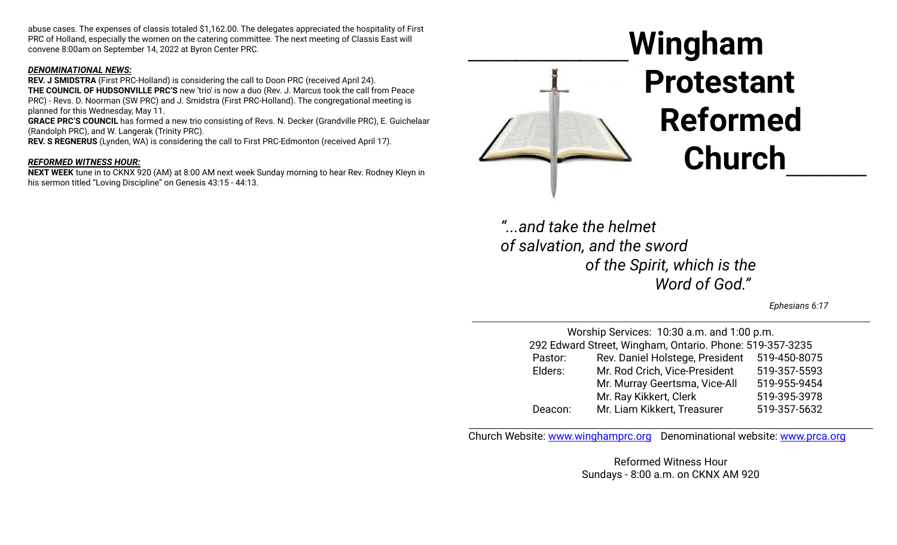abuse cases. The expenses of classis totaled $1,162.00. The delegates appreciated the hospitality of First PRC of Holland, especially the women on the catering committee. The next meeting of Classis East will convene 8:00am on September 14, 2022 at Byron Center PRC.

***DENOMINATIONAL NEWS:***

**REV. J SMIDSTRA** (First PRC-Holland) is considering the call to Doon PRC (received April 24).
**THE COUNCIL OF HUDSONVILLE PRC'S** new 'trio' is now a duo (Rev. J. Marcus took the call from Peace PRC) - Revs. D. Noorman (SW PRC) and J. Smidstra (First PRC-Holland). The congregational meeting is planned for this Wednesday, May 11.
**GRACE PRC'S COUNCIL** has formed a new trio consisting of Revs. N. Decker (Grandville PRC), E. Guichelaar (Randolph PRC), and W. Langerak (Trinity PRC).
**REV. S REGNERUS** (Lynden, WA) is considering the call to First PRC-Edmonton (received April 17).

***REFORMED WITNESS HOUR:***

**NEXT WEEK** tune in to CKNX 920 (AM) at 8:00 AM next week Sunday morning to hear Rev. Rodney Kleyn in his sermon titled "Loving Discipline" on Genesis 43:15 - 44:13.

# Wingham Protestant Reformed Church

*"...and take the helmet of salvation, and the sword of the Spirit, which is the Word of God."*

*Ephesians 6:17*

Worship Services: 10:30 a.m. and 1:00 p.m.
292 Edward Street, Wingham, Ontario. Phone: 519-357-3235

| | | |
|---|---|---|
| Pastor: | Rev. Daniel Holstege, President | 519-450-8075 |
| Elders: | Mr. Rod Crich, Vice-President | 519-357-5593 |
| | Mr. Murray Geertsma, Vice-All | 519-955-9454 |
| | Mr. Ray Kikkert, Clerk | 519-395-3978 |
| Deacon: | Mr. Liam Kikkert, Treasurer | 519-357-5632 |

Church Website: www.winghamprc.org Denominational website: www.prca.org

Reformed Witness Hour
Sundays - 8:00 a.m. on CKNX AM 920